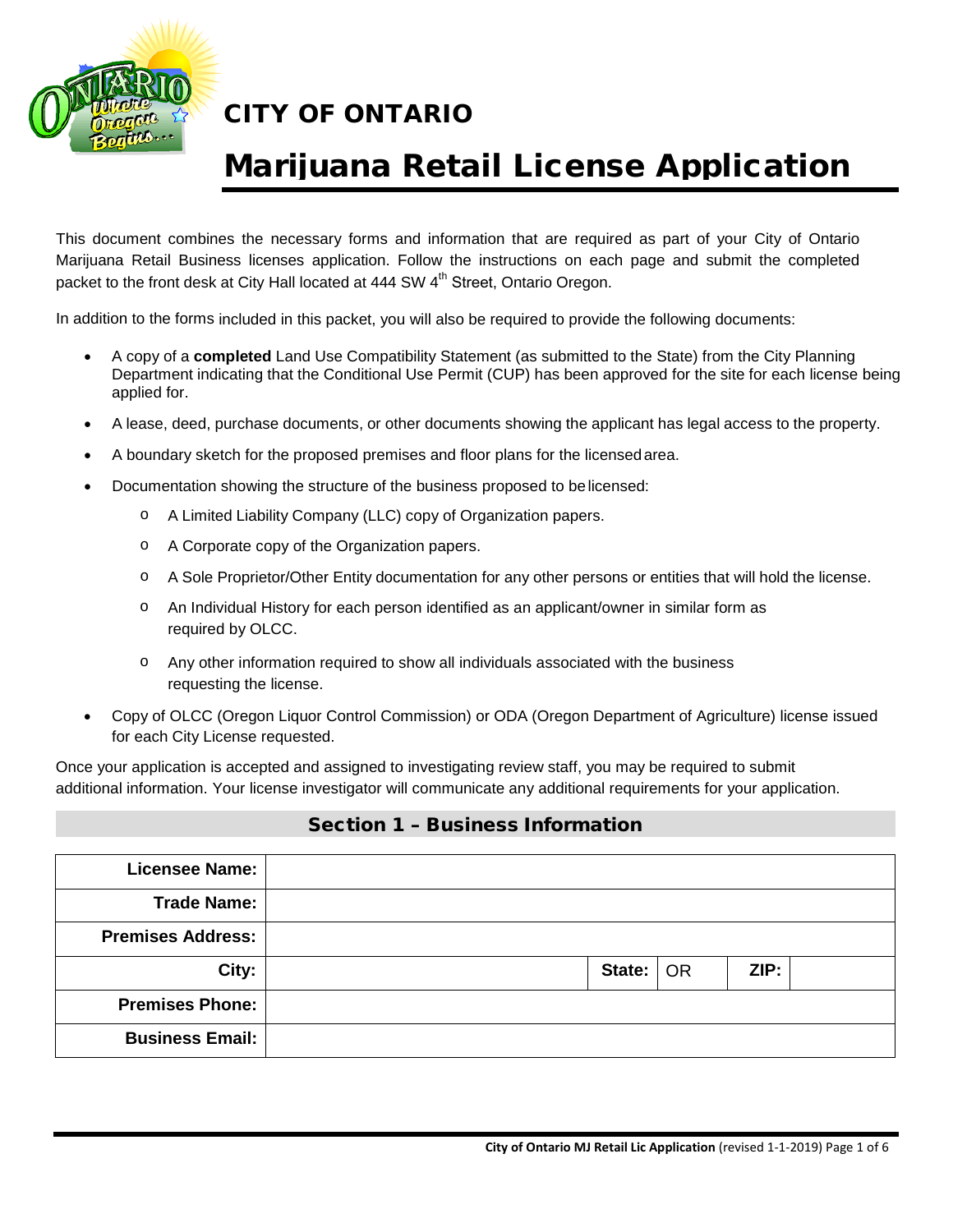# CITY OF ONTARIO

# Marijuana Retail License Application

This document combines the necessary forms and information that are required as part of your City of Ontario Marijuana Retail Business licenses application. Follow the instructions on each page and submit the completed packet to the front desk at City Hall located at 444 SW 4th Street, Ontario Oregon.

In addition to the forms included in this packet, you will also be required to provide the following documents:

- A copy of a **completed** Land Use Compatibility Statement (as submitted to the State) from the City Planning Department indicating that the Conditional Use Permit (CUP) has been approved for the site for each license being applied for.
- A lease, deed, purchase documents, or other documents showing the applicant has legal access to the property.
- A boundary sketch for the proposed premises and floor plans for the licensed area.
- Documentation showing the structure of the business proposed to be licensed:
  - A Limited Liability Company (LLC) copy of Organization papers.
  - A Corporate copy of the Organization papers.
  - A Sole Proprietor/Other Entity documentation for any other persons or entities that will hold the license.
  - An Individual History for each person identified as an applicant/owner in similar form as required by OLCC.
  - Any other information required to show all individuals associated with the business requesting the license.
- Copy of OLCC (Oregon Liquor Control Commission) or ODA (Oregon Department of Agriculture) license issued for each City License requested.

Once your application is accepted and assigned to investigating review staff, you may be required to submit additional information. Your license investigator will communicate any additional requirements for your application.

## Section 1 – Business Information

| | | | | | |
|---|---|---|---|---|---|
| **Licensee Name:** | | | | | |
| **Trade Name:** | | | | | |
| **Premises Address:** | | | | | |
| **City:** | | **State:** | OR | **ZIP:** | |
| **Premises Phone:** | | | | | |
| **Business Email:** | | | | | |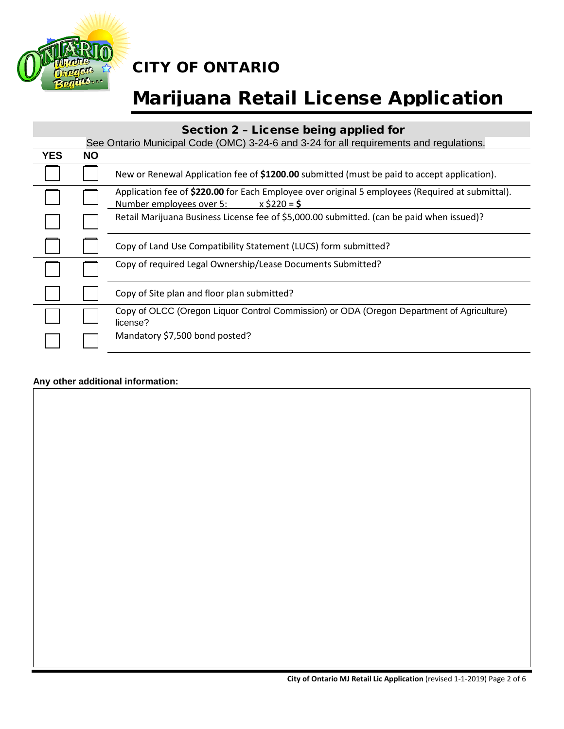# CITY OF ONTARIO

# Marijuana Retail License Application

## Section 2 – License being applied for

See Ontario Municipal Code (OMC) 3-24-6 and 3-24 for all requirements and regulations.

| YES | NO | |
|---|---|---|
| ☐ | ☐ | New or Renewal Application fee of **$1200.00** submitted (must be paid to accept application). |
| ☐ | ☐ | Application fee of **$220.00** for Each Employee over original 5 employees (Required at submittal). Number employees over 5: ______ x $220 = **$** ______ |
| ☐ | ☐ | Retail Marijuana Business License fee of $5,000.00 submitted. (can be paid when issued)? |
| ☐ | ☐ | Copy of Land Use Compatibility Statement (LUCS) form submitted? |
| ☐ | ☐ | Copy of required Legal Ownership/Lease Documents Submitted? |
| ☐ | ☐ | Copy of Site plan and floor plan submitted? |
| ☐ | ☐ | Copy of OLCC (Oregon Liquor Control Commission) or ODA (Oregon Department of Agriculture) license? |
| ☐ | ☐ | Mandatory $7,500 bond posted? |

**Any other additional information:**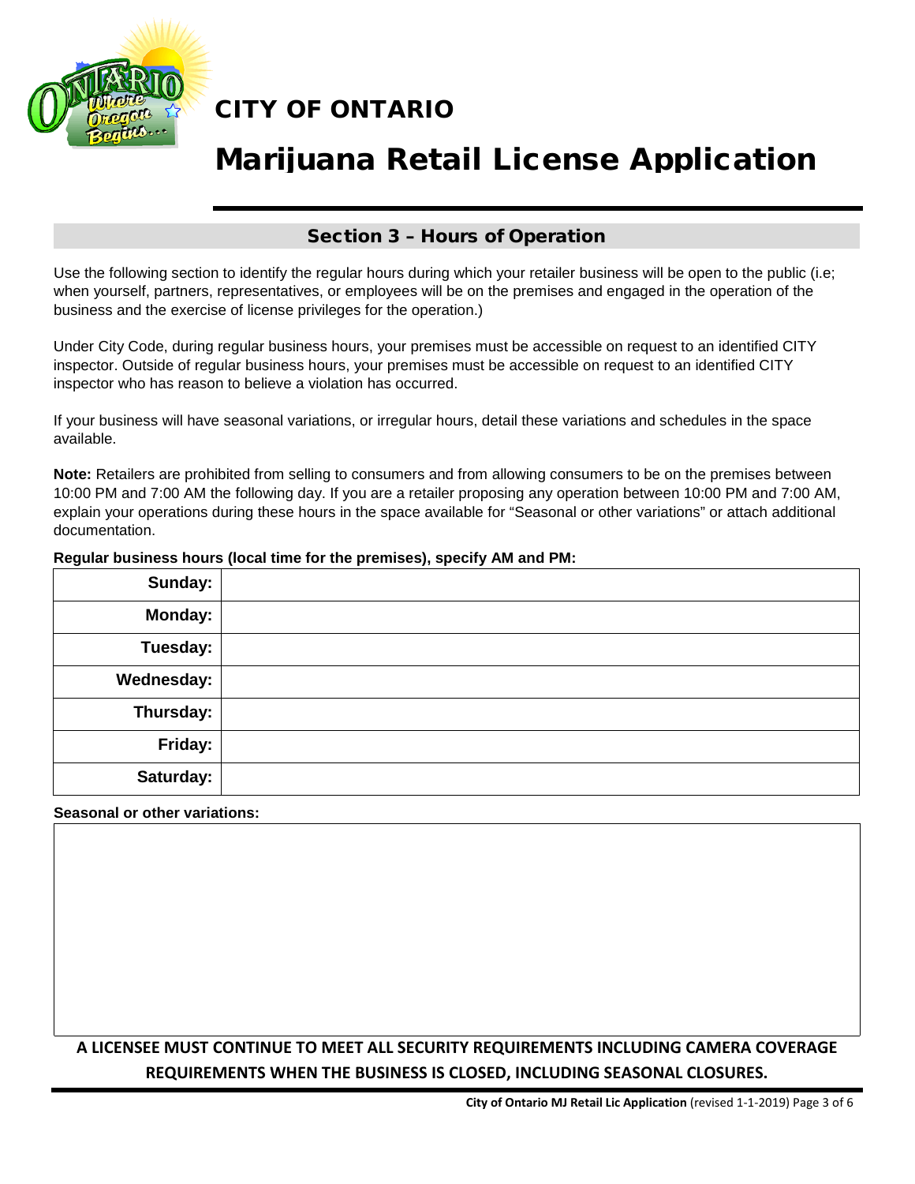# CITY OF ONTARIO

# Marijuana Retail License Application

## Section 3 – Hours of Operation

Use the following section to identify the regular hours during which your retailer business will be open to the public (i.e; when yourself, partners, representatives, or employees will be on the premises and engaged in the operation of the business and the exercise of license privileges for the operation.)

Under City Code, during regular business hours, your premises must be accessible on request to an identified CITY inspector. Outside of regular business hours, your premises must be accessible on request to an identified CITY inspector who has reason to believe a violation has occurred.

If your business will have seasonal variations, or irregular hours, detail these variations and schedules in the space available.

**Note:** Retailers are prohibited from selling to consumers and from allowing consumers to be on the premises between 10:00 PM and 7:00 AM the following day. If you are a retailer proposing any operation between 10:00 PM and 7:00 AM, explain your operations during these hours in the space available for "Seasonal or other variations" or attach additional documentation.

**Regular business hours (local time for the premises), specify AM and PM:**

| | |
|---|---|
| **Sunday:** | |
| **Monday:** | |
| **Tuesday:** | |
| **Wednesday:** | |
| **Thursday:** | |
| **Friday:** | |
| **Saturday:** | |

**Seasonal or other variations:**

**A LICENSEE MUST CONTINUE TO MEET ALL SECURITY REQUIREMENTS INCLUDING CAMERA COVERAGE REQUIREMENTS WHEN THE BUSINESS IS CLOSED, INCLUDING SEASONAL CLOSURES.**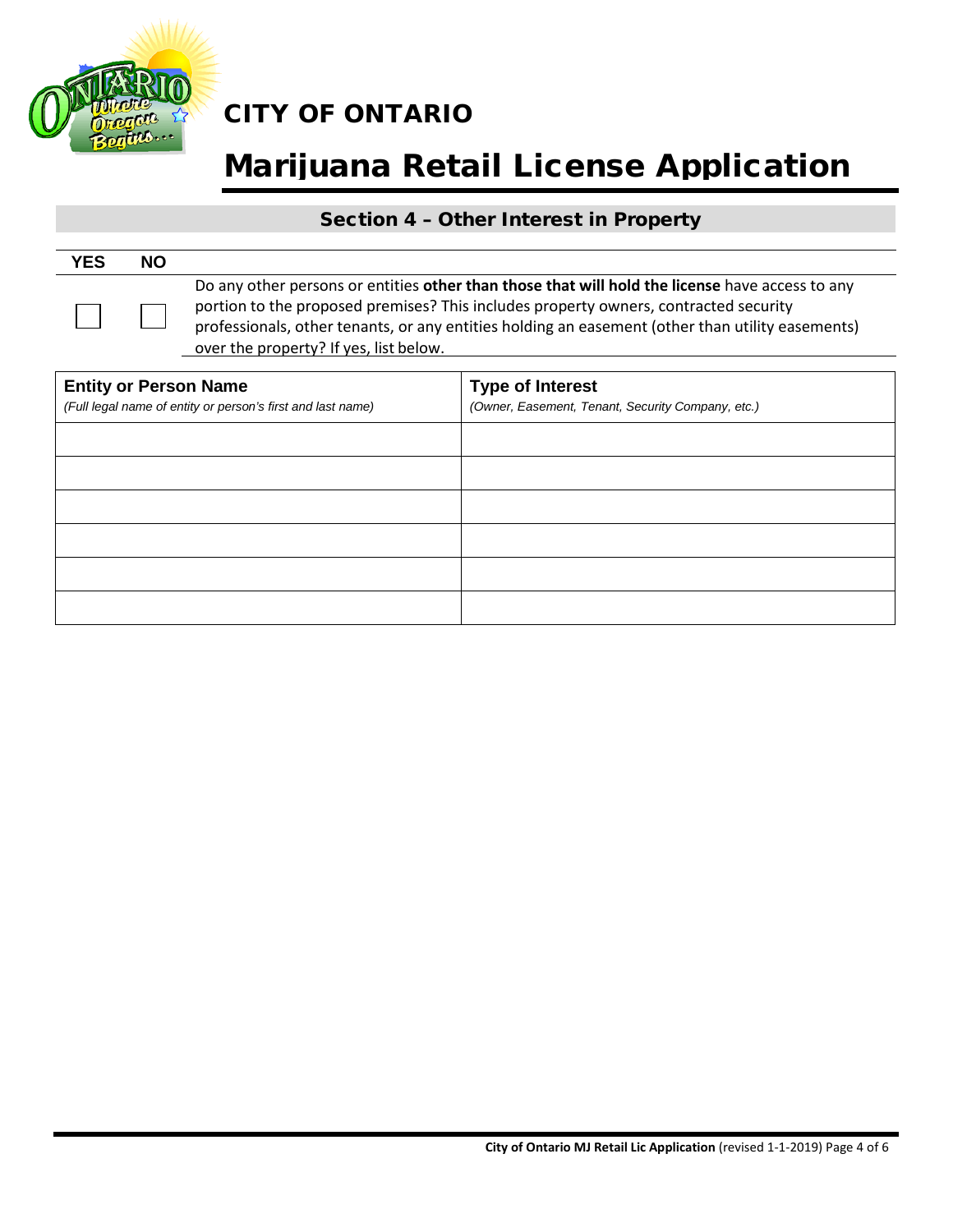# CITY OF ONTARIO

# Marijuana Retail License Application

## Section 4 – Other Interest in Property

| YES | NO | |
|---|---|---|
| ☐ | ☐ | Do any other persons or entities **other than those that will hold the license** have access to any portion to the proposed premises? This includes property owners, contracted security professionals, other tenants, or any entities holding an easement (other than utility easements) over the property? If yes, list below. |

| **Entity or Person Name**<br>*(Full legal name of entity or person's first and last name)* | **Type of Interest**<br>*(Owner, Easement, Tenant, Security Company, etc.)* |
|---|---|
| | |
| | |
| | |
| | |
| | |
| | |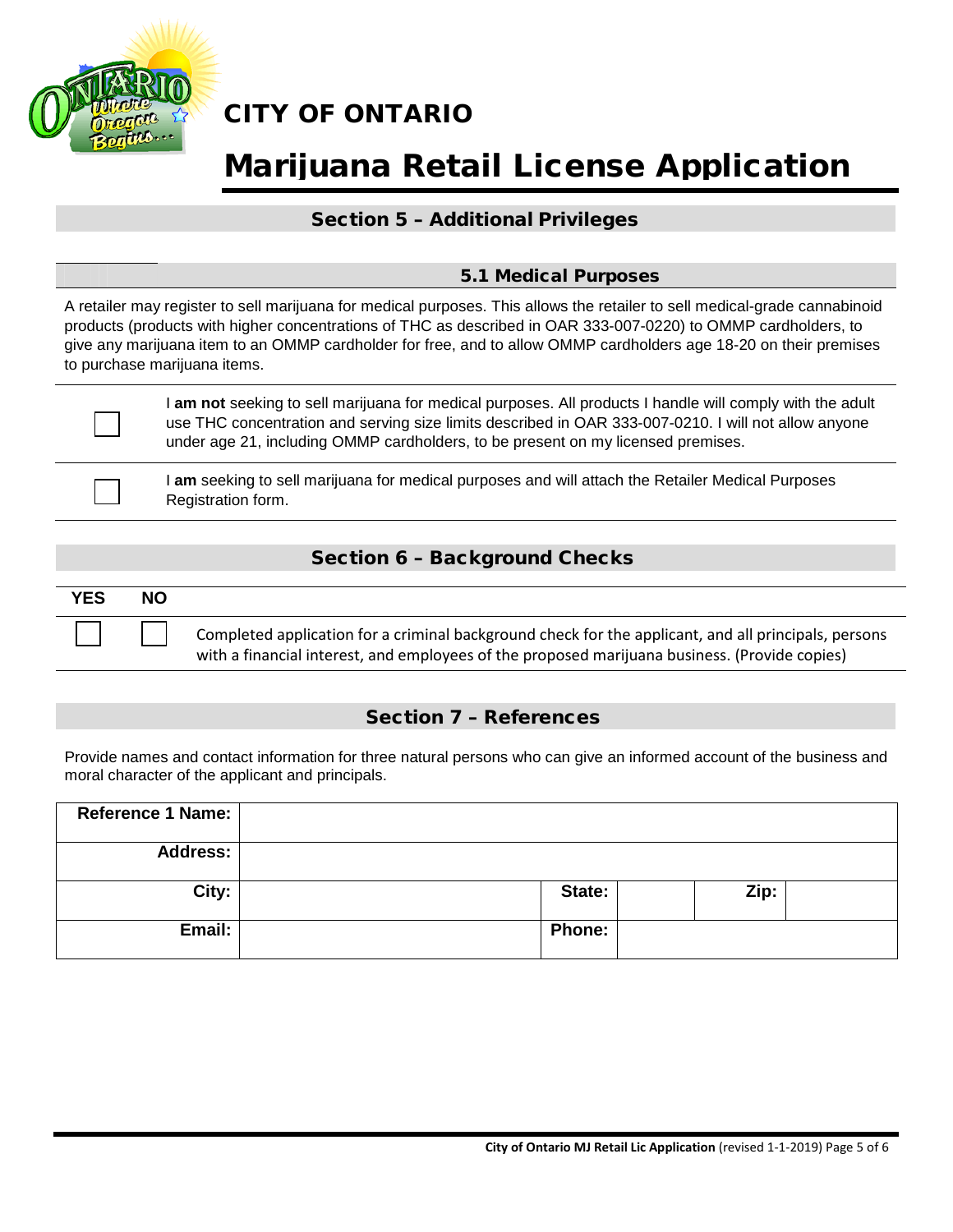# CITY OF ONTARIO

# Marijuana Retail License Application

## Section 5 – Additional Privileges

### 5.1 Medical Purposes

A retailer may register to sell marijuana for medical purposes. This allows the retailer to sell medical-grade cannabinoid products (products with higher concentrations of THC as described in OAR 333-007-0220) to OMMP cardholders, to give any marijuana item to an OMMP cardholder for free, and to allow OMMP cardholders age 18-20 on their premises to purchase marijuana items.

☐ I **am not** seeking to sell marijuana for medical purposes. All products I handle will comply with the adult use THC concentration and serving size limits described in OAR 333-007-0210. I will not allow anyone under age 21, including OMMP cardholders, to be present on my licensed premises.

☐ I **am** seeking to sell marijuana for medical purposes and will attach the Retailer Medical Purposes Registration form.

## Section 6 – Background Checks

| YES | NO | |
|---|---|---|
| ☐ | ☐ | Completed application for a criminal background check for the applicant, and all principals, persons with a financial interest, and employees of the proposed marijuana business. (Provide copies) |

## Section 7 – References

Provide names and contact information for three natural persons who can give an informed account of the business and moral character of the applicant and principals.

| **Reference 1 Name:** | | | | | |
|---|---|---|---|---|---|
| **Address:** | | | | | |
| **City:** | | **State:** | | **Zip:** | |
| **Email:** | | **Phone:** | | | |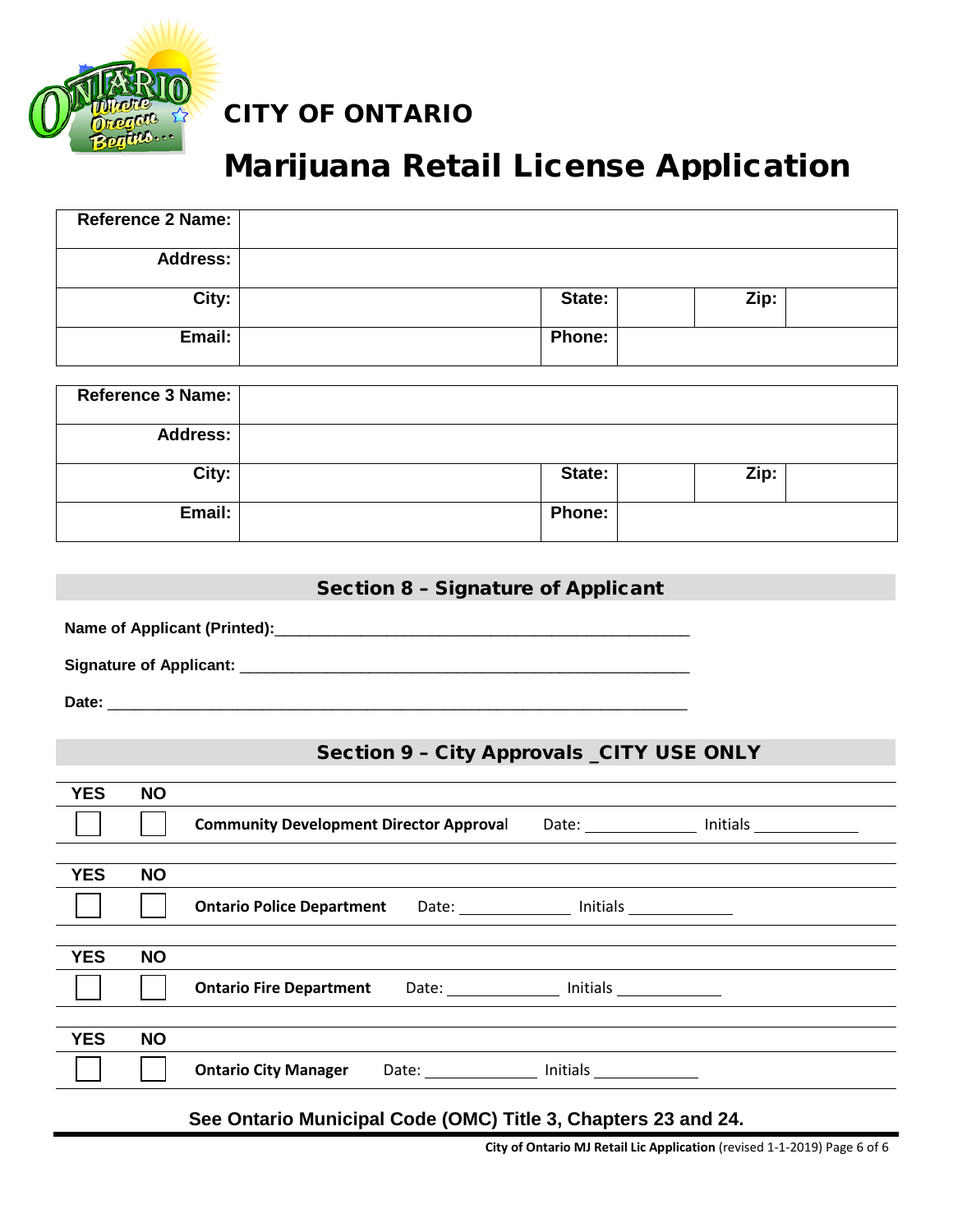CITY OF ONTARIO

# Marijuana Retail License Application

| | | | | | |
|---|---|---|---|---|---|
| **Reference 2 Name:** | | | | | |
| **Address:** | | | | | |
| **City:** | | **State:** | | **Zip:** | |
| **Email:** | | **Phone:** | | | |

| | | | | | |
|---|---|---|---|---|---|
| **Reference 3 Name:** | | | | | |
| **Address:** | | | | | |
| **City:** | | **State:** | | **Zip:** | |
| **Email:** | | **Phone:** | | | |

## Section 8 – Signature of Applicant

**Name of Applicant (Printed):**_______________________________________________

**Signature of Applicant:** _________________________________________________

**Date:** _________________________________________________________________

## Section 9 – City Approvals _CITY USE ONLY

| YES | NO | |
|---|---|---|
| ☐ | ☐ | **Community Development Director Approval** Date: ____________ Initials ____________ |

| YES | NO | |
|---|---|---|
| ☐ | ☐ | **Ontario Police Department** Date: ____________ Initials ____________ |

| YES | NO | |
|---|---|---|
| ☐ | ☐ | **Ontario Fire Department** Date: ____________ Initials ____________ |

| YES | NO | |
|---|---|---|
| ☐ | ☐ | **Ontario City Manager** Date: ____________ Initials ____________ |

**See Ontario Municipal Code (OMC) Title 3, Chapters 23 and 24.**